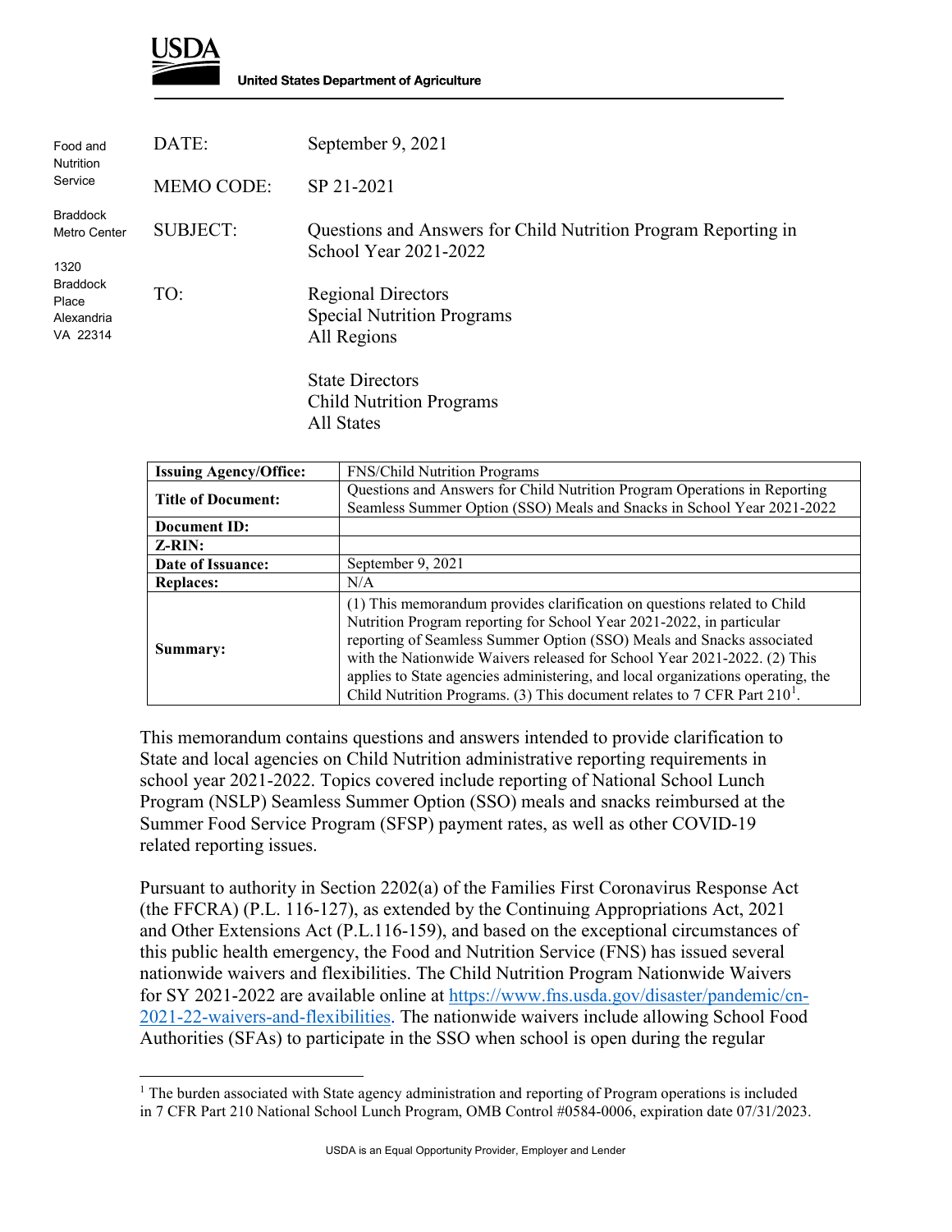**USDA**

**United States Department of Agriculture**

Food and Nutrition Service

Braddock Metro Center

1320 Braddock Place
Alexandria
VA 22314

DATE: September 9, 2021

MEMO CODE: SP 21-2021

SUBJECT: Questions and Answers for Child Nutrition Program Reporting in School Year 2021-2022

TO: Regional Directors
Special Nutrition Programs
All Regions

State Directors
Child Nutrition Programs
All States

| **Issuing Agency/Office:** | FNS/Child Nutrition Programs |
|---|---|
| **Title of Document:** | Questions and Answers for Child Nutrition Program Operations in Reporting Seamless Summer Option (SSO) Meals and Snacks in School Year 2021-2022 |
| **Document ID:** | |
| **Z-RIN:** | |
| **Date of Issuance:** | September 9, 2021 |
| **Replaces:** | N/A |
| **Summary:** | (1) This memorandum provides clarification on questions related to Child Nutrition Program reporting for School Year 2021-2022, in particular reporting of Seamless Summer Option (SSO) Meals and Snacks associated with the Nationwide Waivers released for School Year 2021-2022. (2) This applies to State agencies administering, and local organizations operating, the Child Nutrition Programs. (3) This document relates to 7 CFR Part 210[1]. |

This memorandum contains questions and answers intended to provide clarification to State and local agencies on Child Nutrition administrative reporting requirements in school year 2021-2022. Topics covered include reporting of National School Lunch Program (NSLP) Seamless Summer Option (SSO) meals and snacks reimbursed at the Summer Food Service Program (SFSP) payment rates, as well as other COVID-19 related reporting issues.

Pursuant to authority in Section 2202(a) of the Families First Coronavirus Response Act (the FFCRA) (P.L. 116-127), as extended by the Continuing Appropriations Act, 2021 and Other Extensions Act (P.L.116-159), and based on the exceptional circumstances of this public health emergency, the Food and Nutrition Service (FNS) has issued several nationwide waivers and flexibilities. The Child Nutrition Program Nationwide Waivers for SY 2021-2022 are available online at https://www.fns.usda.gov/disaster/pandemic/cn-2021-22-waivers-and-flexibilities. The nationwide waivers include allowing School Food Authorities (SFAs) to participate in the SSO when school is open during the regular

[1] The burden associated with State agency administration and reporting of Program operations is included in 7 CFR Part 210 National School Lunch Program, OMB Control #0584-0006, expiration date 07/31/2023.

USDA is an Equal Opportunity Provider, Employer and Lender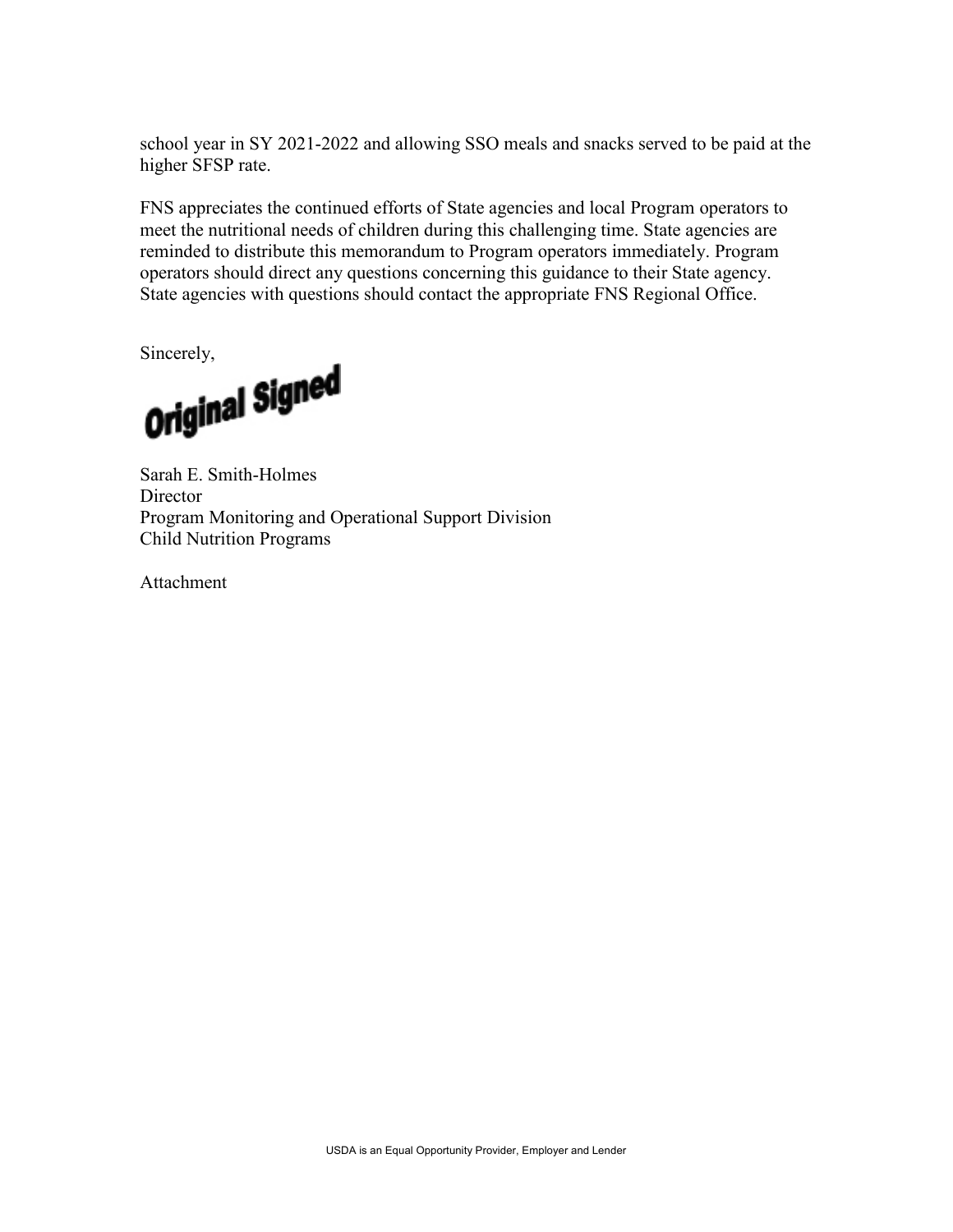school year in SY 2021-2022 and allowing SSO meals and snacks served to be paid at the higher SFSP rate.

FNS appreciates the continued efforts of State agencies and local Program operators to meet the nutritional needs of children during this challenging time. State agencies are reminded to distribute this memorandum to Program operators immediately. Program operators should direct any questions concerning this guidance to their State agency. State agencies with questions should contact the appropriate FNS Regional Office.

Sincerely,

Original Signed

Sarah E. Smith-Holmes
Director
Program Monitoring and Operational Support Division
Child Nutrition Programs

Attachment

USDA is an Equal Opportunity Provider, Employer and Lender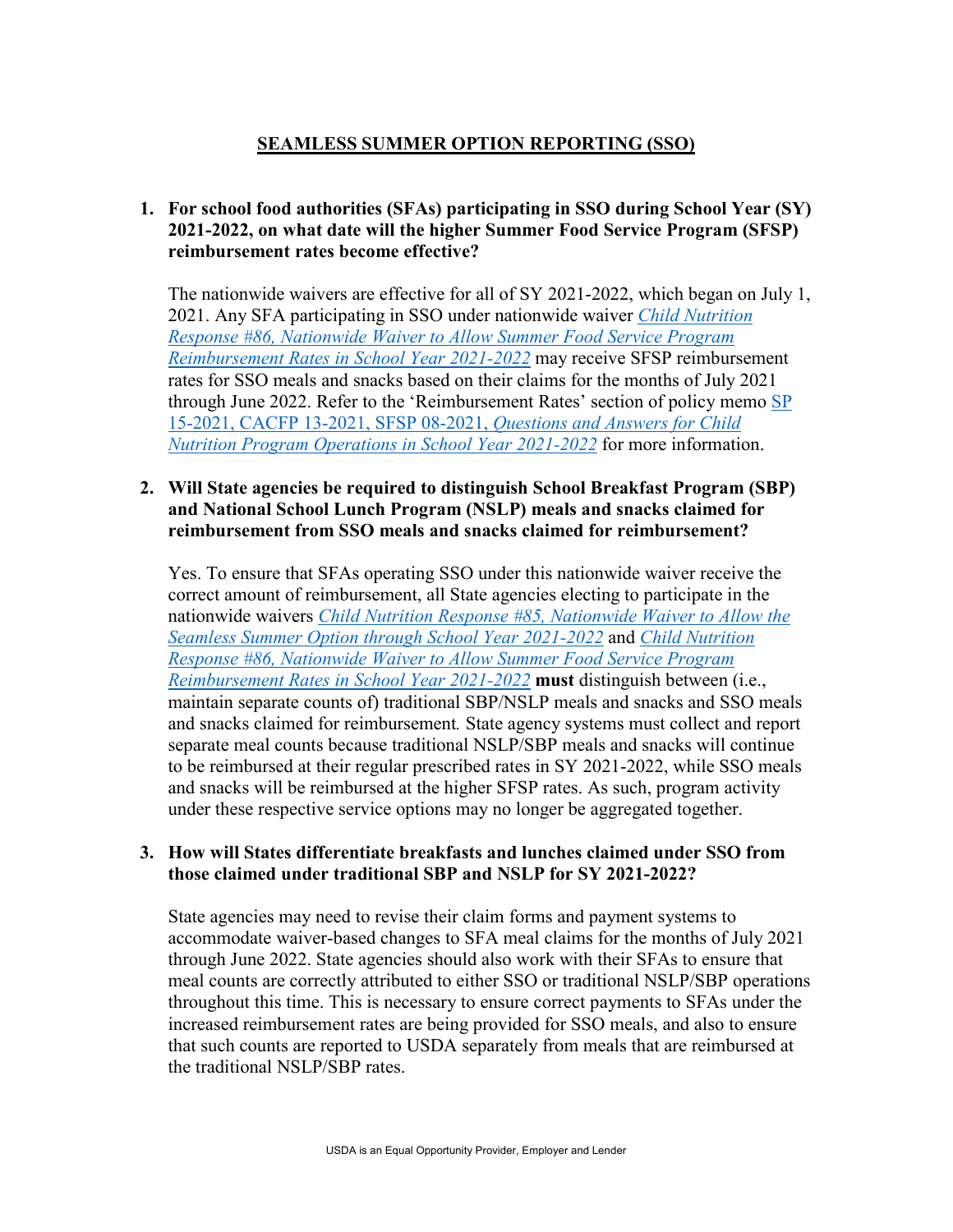## SEAMLESS SUMMER OPTION REPORTING (SSO)

1. **For school food authorities (SFAs) participating in SSO during School Year (SY) 2021-2022, on what date will the higher Summer Food Service Program (SFSP) reimbursement rates become effective?**

   The nationwide waivers are effective for all of SY 2021-2022, which began on July 1, 2021. Any SFA participating in SSO under nationwide waiver *Child Nutrition Response #86, Nationwide Waiver to Allow Summer Food Service Program Reimbursement Rates in School Year 2021-2022* may receive SFSP reimbursement rates for SSO meals and snacks based on their claims for the months of July 2021 through June 2022. Refer to the 'Reimbursement Rates' section of policy memo SP 15-2021, CACFP 13-2021, SFSP 08-2021, *Questions and Answers for Child Nutrition Program Operations in School Year 2021-2022* for more information.

2. **Will State agencies be required to distinguish School Breakfast Program (SBP) and National School Lunch Program (NSLP) meals and snacks claimed for reimbursement from SSO meals and snacks claimed for reimbursement?**

   Yes. To ensure that SFAs operating SSO under this nationwide waiver receive the correct amount of reimbursement, all State agencies electing to participate in the nationwide waivers *Child Nutrition Response #85, Nationwide Waiver to Allow the Seamless Summer Option through School Year 2021-2022* and *Child Nutrition Response #86, Nationwide Waiver to Allow Summer Food Service Program Reimbursement Rates in School Year 2021-2022* **must** distinguish between (i.e., maintain separate counts of) traditional SBP/NSLP meals and snacks and SSO meals and snacks claimed for reimbursement. State agency systems must collect and report separate meal counts because traditional NSLP/SBP meals and snacks will continue to be reimbursed at their regular prescribed rates in SY 2021-2022, while SSO meals and snacks will be reimbursed at the higher SFSP rates. As such, program activity under these respective service options may no longer be aggregated together.

3. **How will States differentiate breakfasts and lunches claimed under SSO from those claimed under traditional SBP and NSLP for SY 2021-2022?**

   State agencies may need to revise their claim forms and payment systems to accommodate waiver-based changes to SFA meal claims for the months of July 2021 through June 2022. State agencies should also work with their SFAs to ensure that meal counts are correctly attributed to either SSO or traditional NSLP/SBP operations throughout this time. This is necessary to ensure correct payments to SFAs under the increased reimbursement rates are being provided for SSO meals, and also to ensure that such counts are reported to USDA separately from meals that are reimbursed at the traditional NSLP/SBP rates.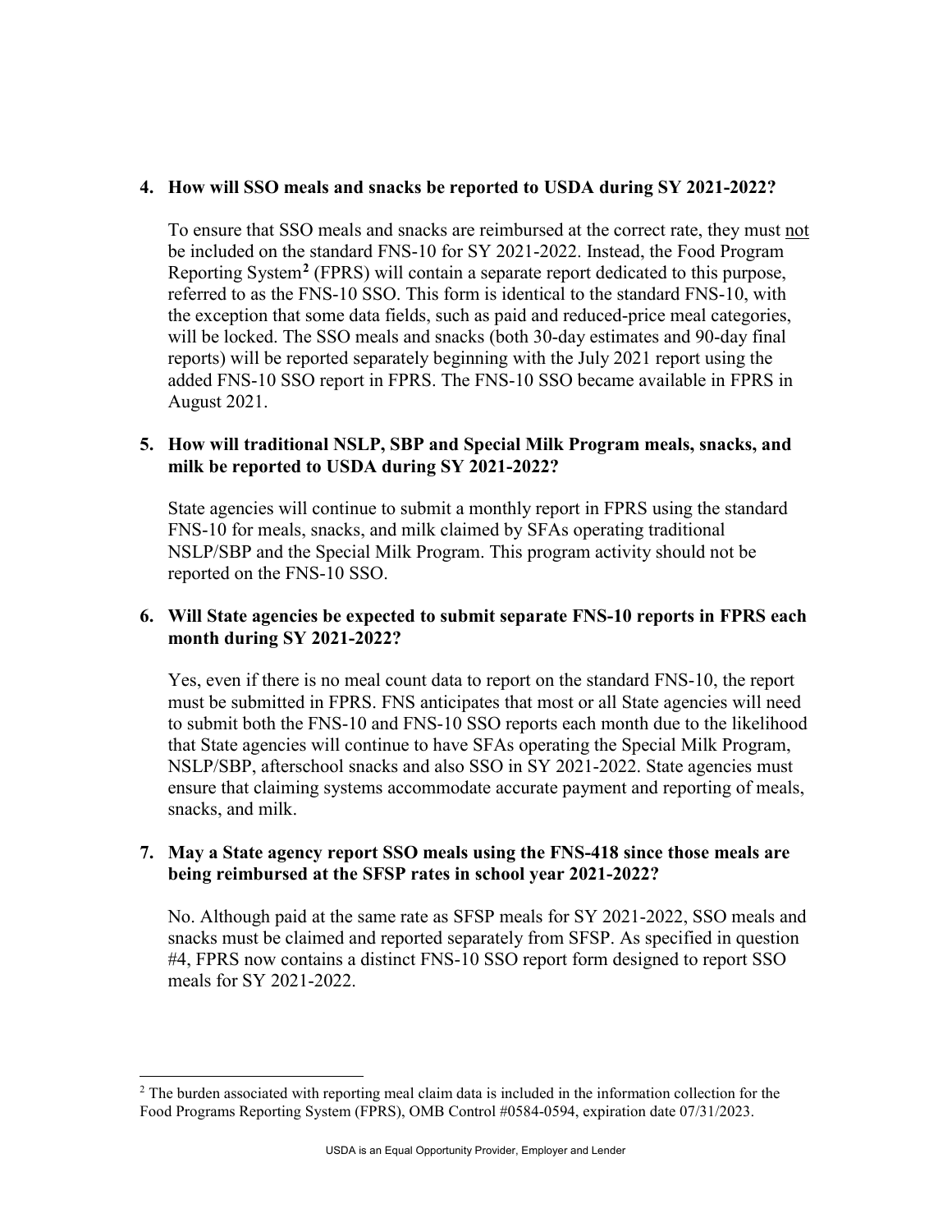**4. How will SSO meals and snacks be reported to USDA during SY 2021-2022?**

To ensure that SSO meals and snacks are reimbursed at the correct rate, they must not be included on the standard FNS-10 for SY 2021-2022. Instead, the Food Program Reporting System[2] (FPRS) will contain a separate report dedicated to this purpose, referred to as the FNS-10 SSO. This form is identical to the standard FNS-10, with the exception that some data fields, such as paid and reduced-price meal categories, will be locked. The SSO meals and snacks (both 30-day estimates and 90-day final reports) will be reported separately beginning with the July 2021 report using the added FNS-10 SSO report in FPRS. The FNS-10 SSO became available in FPRS in August 2021.

**5. How will traditional NSLP, SBP and Special Milk Program meals, snacks, and milk be reported to USDA during SY 2021-2022?**

State agencies will continue to submit a monthly report in FPRS using the standard FNS-10 for meals, snacks, and milk claimed by SFAs operating traditional NSLP/SBP and the Special Milk Program. This program activity should not be reported on the FNS-10 SSO.

**6. Will State agencies be expected to submit separate FNS-10 reports in FPRS each month during SY 2021-2022?**

Yes, even if there is no meal count data to report on the standard FNS-10, the report must be submitted in FPRS. FNS anticipates that most or all State agencies will need to submit both the FNS-10 and FNS-10 SSO reports each month due to the likelihood that State agencies will continue to have SFAs operating the Special Milk Program, NSLP/SBP, afterschool snacks and also SSO in SY 2021-2022. State agencies must ensure that claiming systems accommodate accurate payment and reporting of meals, snacks, and milk.

**7. May a State agency report SSO meals using the FNS-418 since those meals are being reimbursed at the SFSP rates in school year 2021-2022?**

No. Although paid at the same rate as SFSP meals for SY 2021-2022, SSO meals and snacks must be claimed and reported separately from SFSP. As specified in question #4, FPRS now contains a distinct FNS-10 SSO report form designed to report SSO meals for SY 2021-2022.

---

[2] The burden associated with reporting meal claim data is included in the information collection for the Food Programs Reporting System (FPRS), OMB Control #0584-0594, expiration date 07/31/2023.

USDA is an Equal Opportunity Provider, Employer and Lender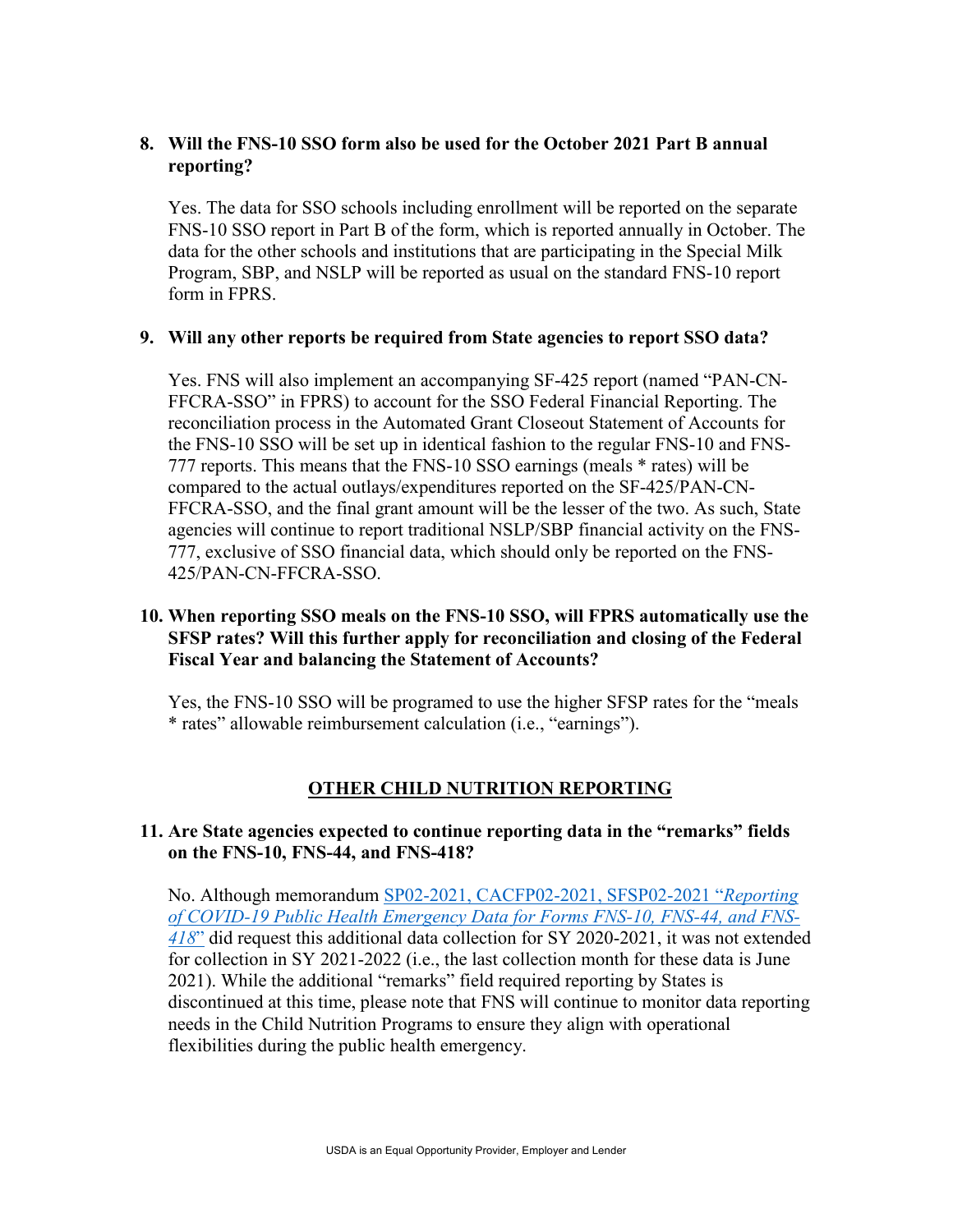**8. Will the FNS-10 SSO form also be used for the October 2021 Part B annual reporting?**

Yes. The data for SSO schools including enrollment will be reported on the separate FNS-10 SSO report in Part B of the form, which is reported annually in October. The data for the other schools and institutions that are participating in the Special Milk Program, SBP, and NSLP will be reported as usual on the standard FNS-10 report form in FPRS.

**9. Will any other reports be required from State agencies to report SSO data?**

Yes. FNS will also implement an accompanying SF-425 report (named "PAN-CN-FFCRA-SSO" in FPRS) to account for the SSO Federal Financial Reporting. The reconciliation process in the Automated Grant Closeout Statement of Accounts for the FNS-10 SSO will be set up in identical fashion to the regular FNS-10 and FNS-777 reports. This means that the FNS-10 SSO earnings (meals * rates) will be compared to the actual outlays/expenditures reported on the SF-425/PAN-CN-FFCRA-SSO, and the final grant amount will be the lesser of the two. As such, State agencies will continue to report traditional NSLP/SBP financial activity on the FNS-777, exclusive of SSO financial data, which should only be reported on the FNS-425/PAN-CN-FFCRA-SSO.

**10. When reporting SSO meals on the FNS-10 SSO, will FPRS automatically use the SFSP rates? Will this further apply for reconciliation and closing of the Federal Fiscal Year and balancing the Statement of Accounts?**

Yes, the FNS-10 SSO will be programed to use the higher SFSP rates for the "meals * rates" allowable reimbursement calculation (i.e., "earnings").

## OTHER CHILD NUTRITION REPORTING

**11. Are State agencies expected to continue reporting data in the "remarks" fields on the FNS-10, FNS-44, and FNS-418?**

No. Although memorandum SP02-2021, CACFP02-2021, SFSP02-2021 "*Reporting of COVID-19 Public Health Emergency Data for Forms FNS-10, FNS-44, and FNS-418*" did request this additional data collection for SY 2020-2021, it was not extended for collection in SY 2021-2022 (i.e., the last collection month for these data is June 2021). While the additional "remarks" field required reporting by States is discontinued at this time, please note that FNS will continue to monitor data reporting needs in the Child Nutrition Programs to ensure they align with operational flexibilities during the public health emergency.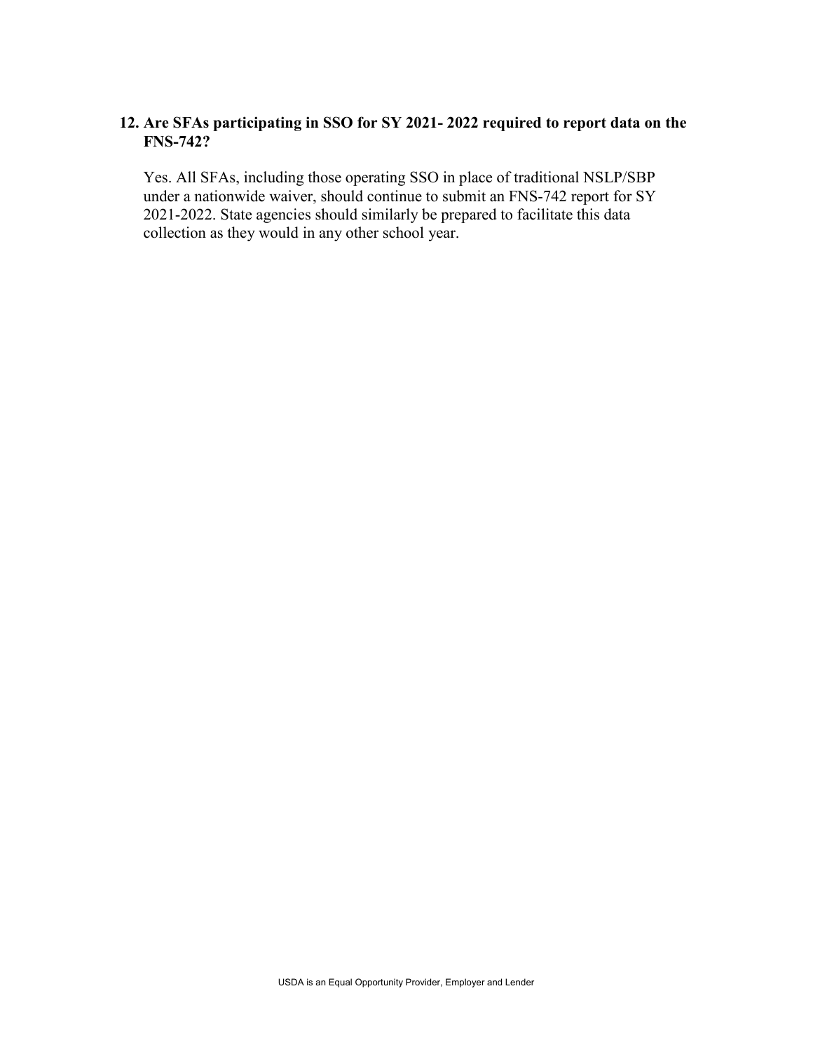**12. Are SFAs participating in SSO for SY 2021- 2022 required to report data on the FNS-742?**

Yes. All SFAs, including those operating SSO in place of traditional NSLP/SBP under a nationwide waiver, should continue to submit an FNS-742 report for SY 2021-2022. State agencies should similarly be prepared to facilitate this data collection as they would in any other school year.